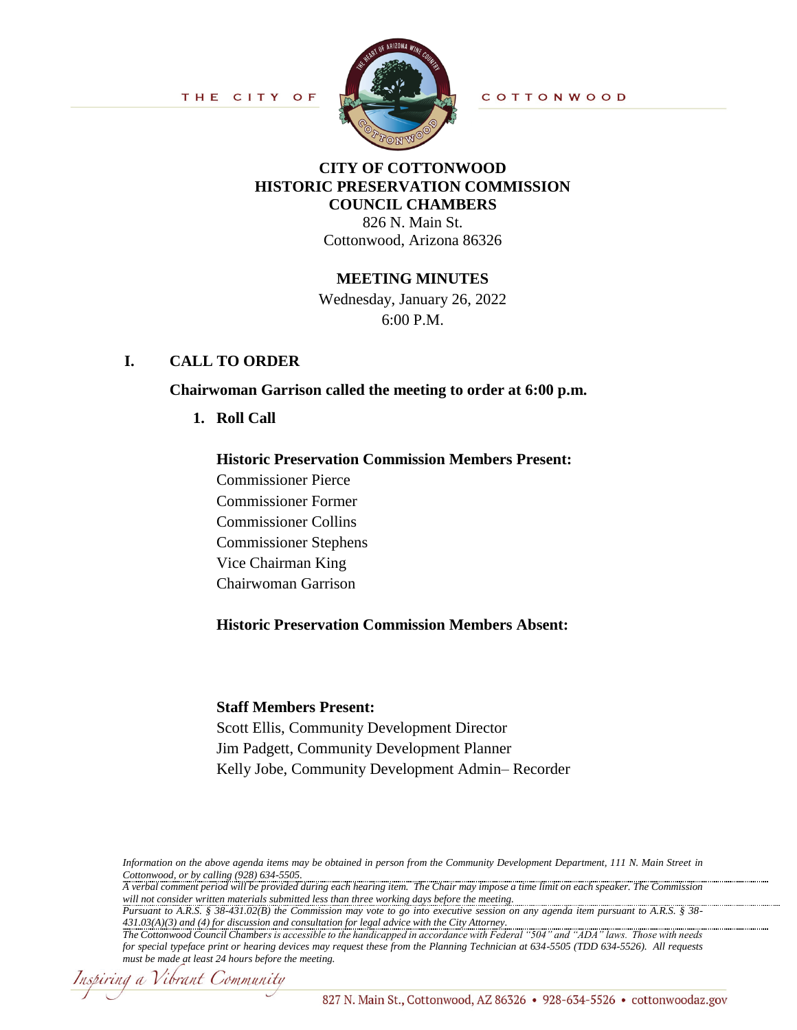THE CITY OF COTTONWOOD

# CITY OF COTTONWOOD
# HISTORIC PRESERVATION COMMISSION
# COUNCIL CHAMBERS

826 N. Main St.
Cottonwood, Arizona 86326

## MEETING MINUTES

Wednesday, January 26, 2022
6:00 P.M.

## I. CALL TO ORDER

**Chairwoman Garrison called the meeting to order at 6:00 p.m.**

1. **Roll Call**

**Historic Preservation Commission Members Present:**

Commissioner Pierce
Commissioner Former
Commissioner Collins
Commissioner Stephens
Vice Chairman King
Chairwoman Garrison

**Historic Preservation Commission Members Absent:**

**Staff Members Present:**

Scott Ellis, Community Development Director
Jim Padgett, Community Development Planner
Kelly Jobe, Community Development Admin– Recorder

*Information on the above agenda items may be obtained in person from the Community Development Department, 111 N. Main Street in Cottonwood, or by calling (928) 634-5505.*
*A verbal comment period will be provided during each hearing item. The Chair may impose a time limit on each speaker. The Commission will not consider written materials submitted less than three working days before the meeting.*
*Pursuant to A.R.S. § 38-431.02(B) the Commission may vote to go into executive session on any agenda item pursuant to A.R.S. § 38-431.03(A)(3) and (4) for discussion and consultation for legal advice with the City Attorney.*
*The Cottonwood Council Chambers is accessible to the handicapped in accordance with Federal "504" and "ADA" laws. Those with needs for special typeface print or hearing devices may request these from the Planning Technician at 634-5505 (TDD 634-5526). All requests must be made at least 24 hours before the meeting.*

*Inspiring a Vibrant Community*

827 N. Main St., Cottonwood, AZ 86326 • 928-634-5526 • cottonwoodaz.gov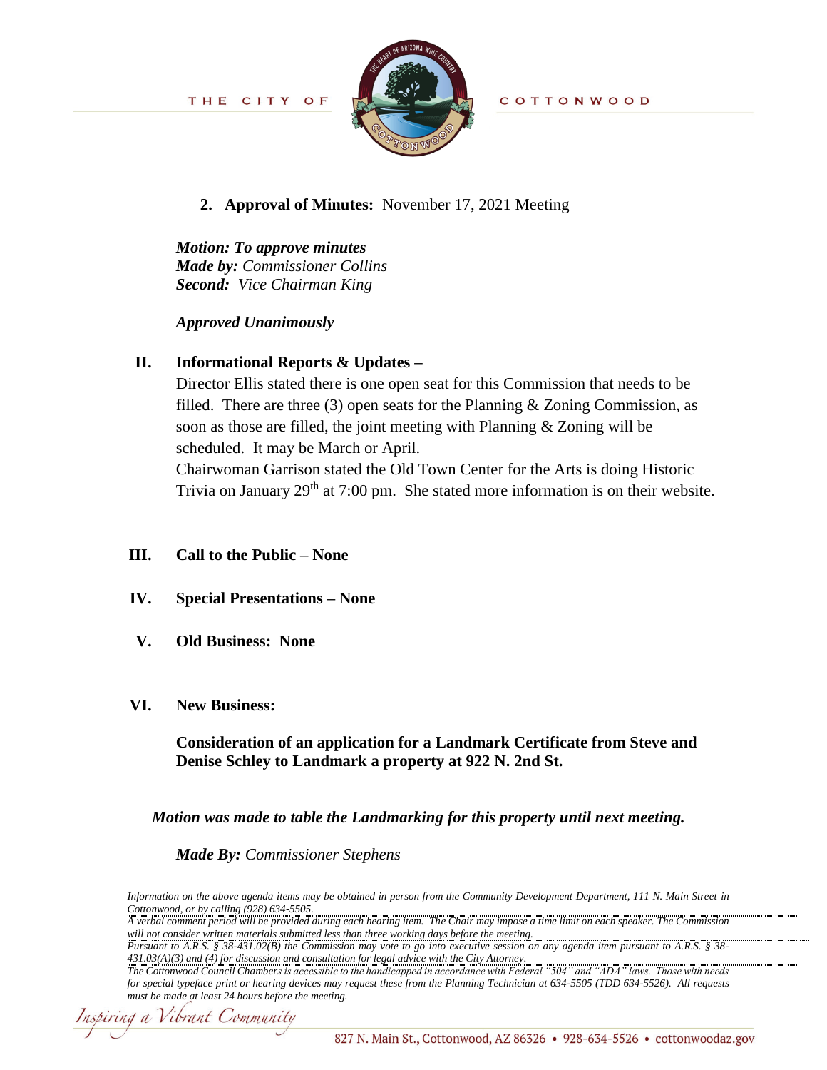**2. Approval of Minutes:** November 17, 2021 Meeting

***Motion: To approve minutes***
***Made by:*** *Commissioner Collins*
***Second:*** *Vice Chairman King*

***Approved Unanimously***

**II. Informational Reports & Updates –**

Director Ellis stated there is one open seat for this Commission that needs to be filled. There are three (3) open seats for the Planning & Zoning Commission, as soon as those are filled, the joint meeting with Planning & Zoning will be scheduled. It may be March or April.

Chairwoman Garrison stated the Old Town Center for the Arts is doing Historic Trivia on January 29th at 7:00 pm. She stated more information is on their website.

**III. Call to the Public – None**

**IV. Special Presentations – None**

**V. Old Business: None**

**VI. New Business:**

**Consideration of an application for a Landmark Certificate from Steve and Denise Schley to Landmark a property at 922 N. 2nd St.**

***Motion was made to table the Landmarking for this property until next meeting.***

***Made By:*** *Commissioner Stephens*

*Information on the above agenda items may be obtained in person from the Community Development Department, 111 N. Main Street in Cottonwood, or by calling (928) 634-5505.*
*A verbal comment period will be provided during each hearing item. The Chair may impose a time limit on each speaker. The Commission will not consider written materials submitted less than three working days before the meeting.*
*Pursuant to A.R.S. § 38-431.02(B) the Commission may vote to go into executive session on any agenda item pursuant to A.R.S. § 38-431.03(A)(3) and (4) for discussion and consultation for legal advice with the City Attorney.*
*The Cottonwood Council Chambers is accessible to the handicapped in accordance with Federal "504" and "ADA" laws. Those with needs for special typeface print or hearing devices may request these from the Planning Technician at 634-5505 (TDD 634-5526). All requests must be made at least 24 hours before the meeting.*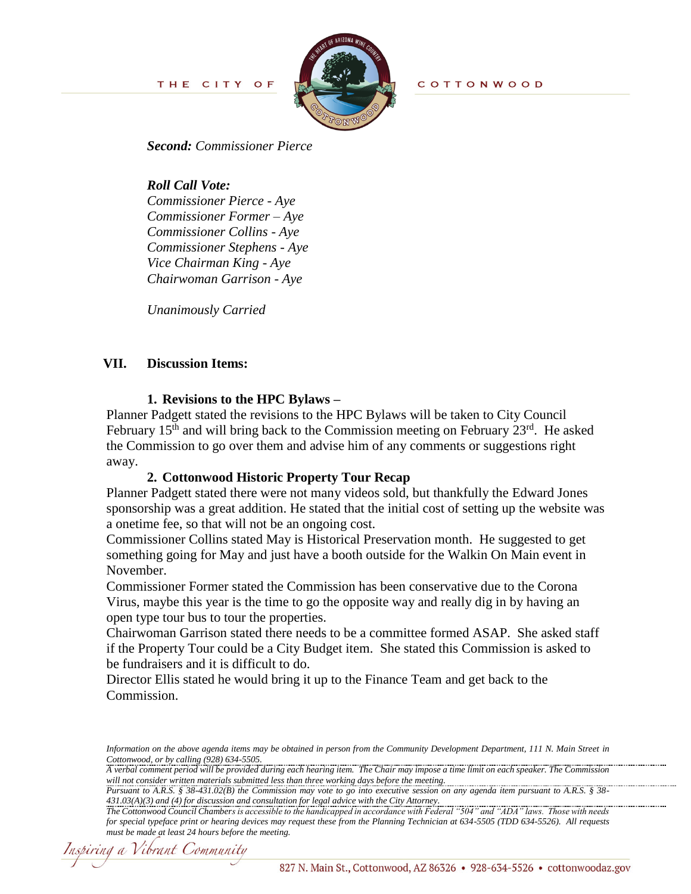***Second:*** *Commissioner Pierce*

***Roll Call Vote:***
*Commissioner Pierce - Aye*
*Commissioner Former – Aye*
*Commissioner Collins - Aye*
*Commissioner Stephens - Aye*
*Vice Chairman King - Aye*
*Chairwoman Garrison - Aye*

*Unanimously Carried*

## VII. Discussion Items:

**1. Revisions to the HPC Bylaws –**

Planner Padgett stated the revisions to the HPC Bylaws will be taken to City Council February 15th and will bring back to the Commission meeting on February 23rd. He asked the Commission to go over them and advise him of any comments or suggestions right away.

**2. Cottonwood Historic Property Tour Recap**

Planner Padgett stated there were not many videos sold, but thankfully the Edward Jones sponsorship was a great addition. He stated that the initial cost of setting up the website was a onetime fee, so that will not be an ongoing cost.

Commissioner Collins stated May is Historical Preservation month. He suggested to get something going for May and just have a booth outside for the Walkin On Main event in November.

Commissioner Former stated the Commission has been conservative due to the Corona Virus, maybe this year is the time to go the opposite way and really dig in by having an open type tour bus to tour the properties.

Chairwoman Garrison stated there needs to be a committee formed ASAP. She asked staff if the Property Tour could be a City Budget item. She stated this Commission is asked to be fundraisers and it is difficult to do.

Director Ellis stated he would bring it up to the Finance Team and get back to the Commission.

*Information on the above agenda items may be obtained in person from the Community Development Department, 111 N. Main Street in Cottonwood, or by calling (928) 634-5505.*
*A verbal comment period will be provided during each hearing item. The Chair may impose a time limit on each speaker. The Commission will not consider written materials submitted less than three working days before the meeting.*
*Pursuant to A.R.S. § 38-431.02(B) the Commission may vote to go into executive session on any agenda item pursuant to A.R.S. § 38-431.03(A)(3) and (4) for discussion and consultation for legal advice with the City Attorney.*
*The Cottonwood Council Chambers is accessible to the handicapped in accordance with Federal "504" and "ADA" laws. Those with needs for special typeface print or hearing devices may request these from the Planning Technician at 634-5505 (TDD 634-5526). All requests must be made at least 24 hours before the meeting.*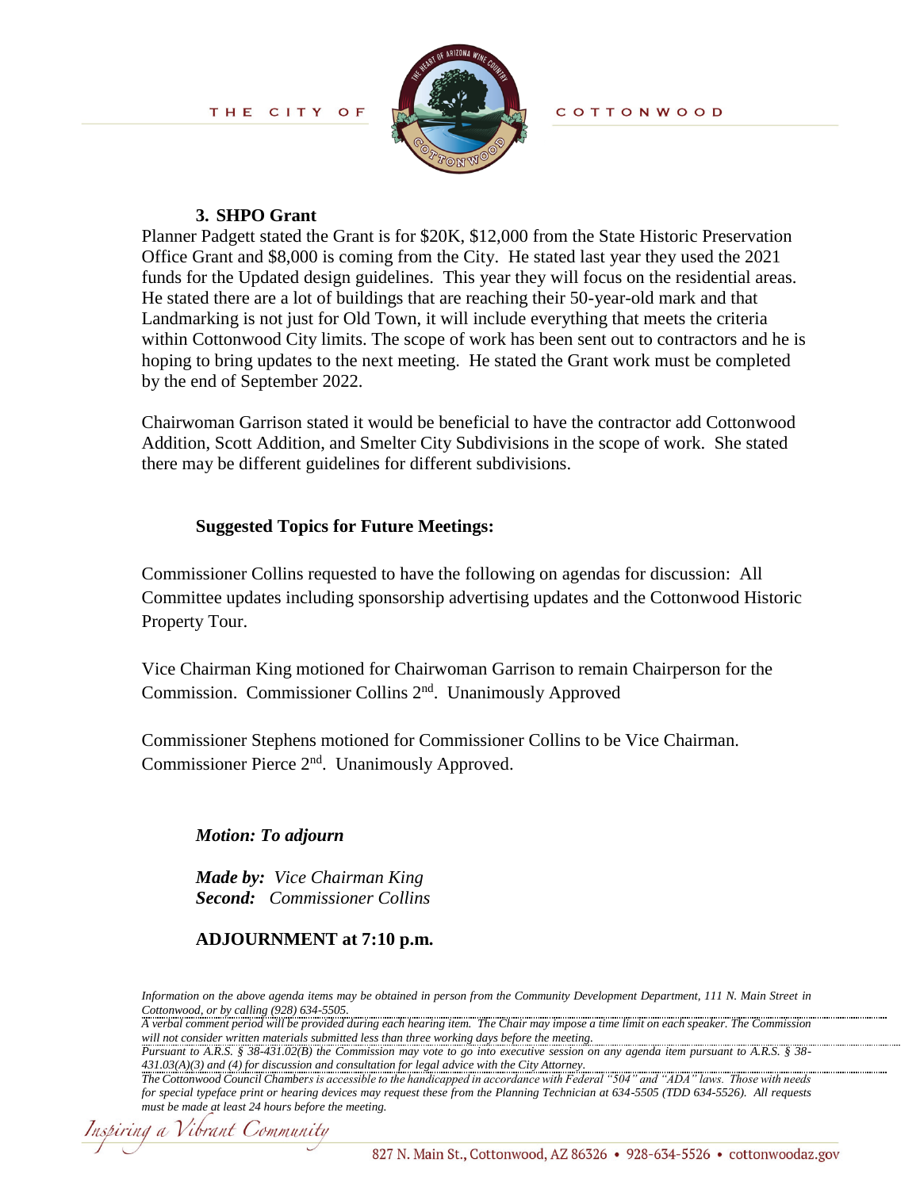### 3. SHPO Grant

Planner Padgett stated the Grant is for $20K, $12,000 from the State Historic Preservation Office Grant and $8,000 is coming from the City. He stated last year they used the 2021 funds for the Updated design guidelines. This year they will focus on the residential areas. He stated there are a lot of buildings that are reaching their 50-year-old mark and that Landmarking is not just for Old Town, it will include everything that meets the criteria within Cottonwood City limits. The scope of work has been sent out to contractors and he is hoping to bring updates to the next meeting. He stated the Grant work must be completed by the end of September 2022.

Chairwoman Garrison stated it would be beneficial to have the contractor add Cottonwood Addition, Scott Addition, and Smelter City Subdivisions in the scope of work. She stated there may be different guidelines for different subdivisions.

### Suggested Topics for Future Meetings:

Commissioner Collins requested to have the following on agendas for discussion: All Committee updates including sponsorship advertising updates and the Cottonwood Historic Property Tour.

Vice Chairman King motioned for Chairwoman Garrison to remain Chairperson for the Commission. Commissioner Collins 2nd. Unanimously Approved

Commissioner Stephens motioned for Commissioner Collins to be Vice Chairman. Commissioner Pierce 2nd. Unanimously Approved.

***Motion: To adjourn***

***Made by:*** *Vice Chairman King*
***Second:*** *Commissioner Collins*

**ADJOURNMENT at 7:10 p.m.**

*Information on the above agenda items may be obtained in person from the Community Development Department, 111 N. Main Street in Cottonwood, or by calling (928) 634-5505.*

*A verbal comment period will be provided during each hearing item. The Chair may impose a time limit on each speaker. The Commission will not consider written materials submitted less than three working days before the meeting.*

*Pursuant to A.R.S. § 38-431.02(B) the Commission may vote to go into executive session on any agenda item pursuant to A.R.S. § 38-431.03(A)(3) and (4) for discussion and consultation for legal advice with the City Attorney.*

*The Cottonwood Council Chambers is accessible to the handicapped in accordance with Federal "504" and "ADA" laws. Those with needs for special typeface print or hearing devices may request these from the Planning Technician at 634-5505 (TDD 634-5526). All requests must be made at least 24 hours before the meeting.*